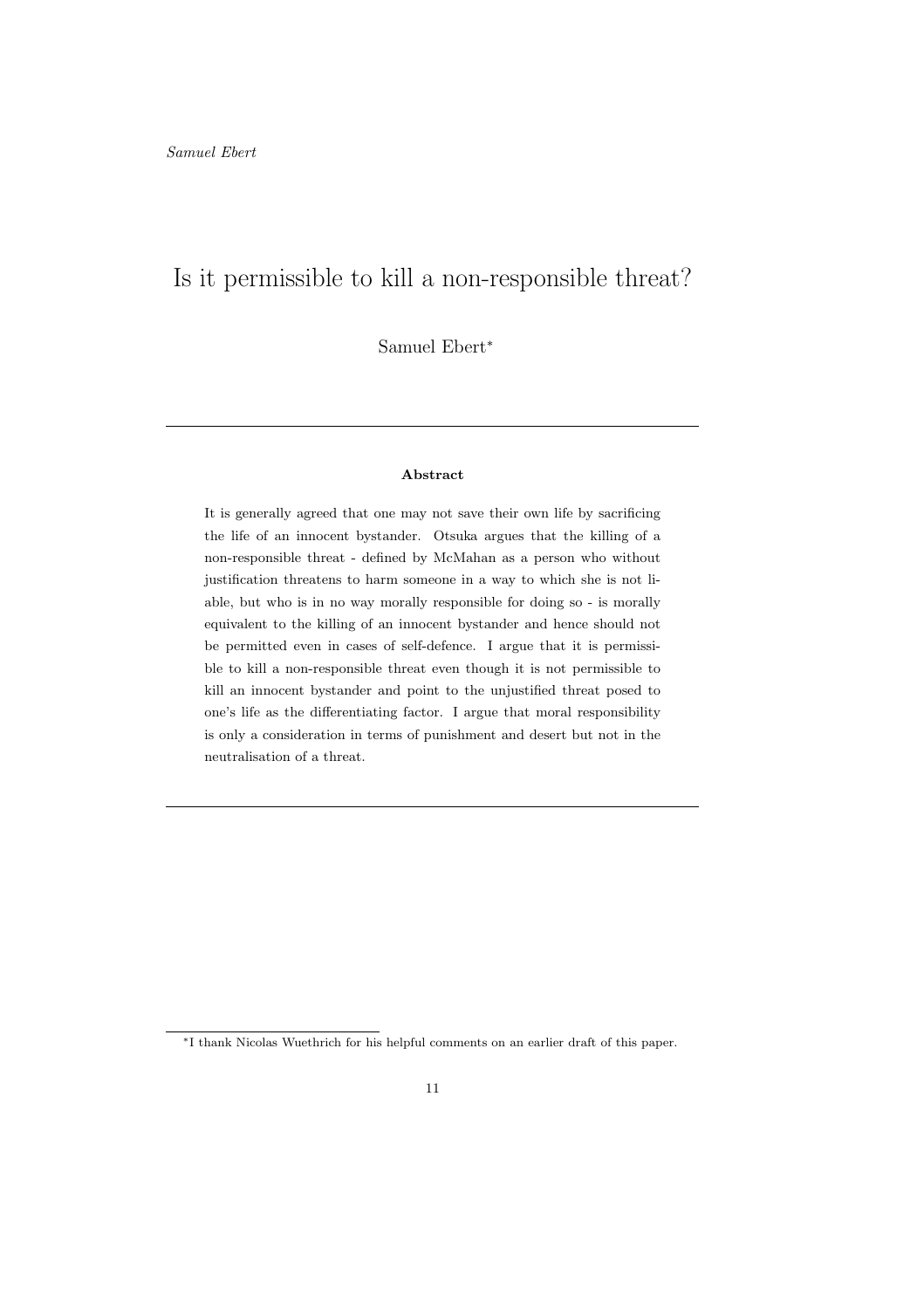# Is it permissible to kill a non-responsible threat?

Samuel Ebert*

## Abstract

It is generally agreed that one may not save their own life by sacrificing the life of an innocent bystander. Otsuka argues that the killing of a non-responsible threat - defined by McMahan as a person who without justification threatens to harm someone in a way to which she is not liable, but who is in no way morally responsible for doing so - is morally equivalent to the killing of an innocent bystander and hence should not be permitted even in cases of self-defence. I argue that it is permissible to kill a non-responsible threat even though it is not permissible to kill an innocent bystander and point to the unjustified threat posed to one's life as the differentiating factor. I argue that moral responsibility is only a consideration in terms of punishment and desert but not in the neutralisation of a threat.

---

*I thank Nicolas Wuethrich for his helpful comments on an earlier draft of this paper.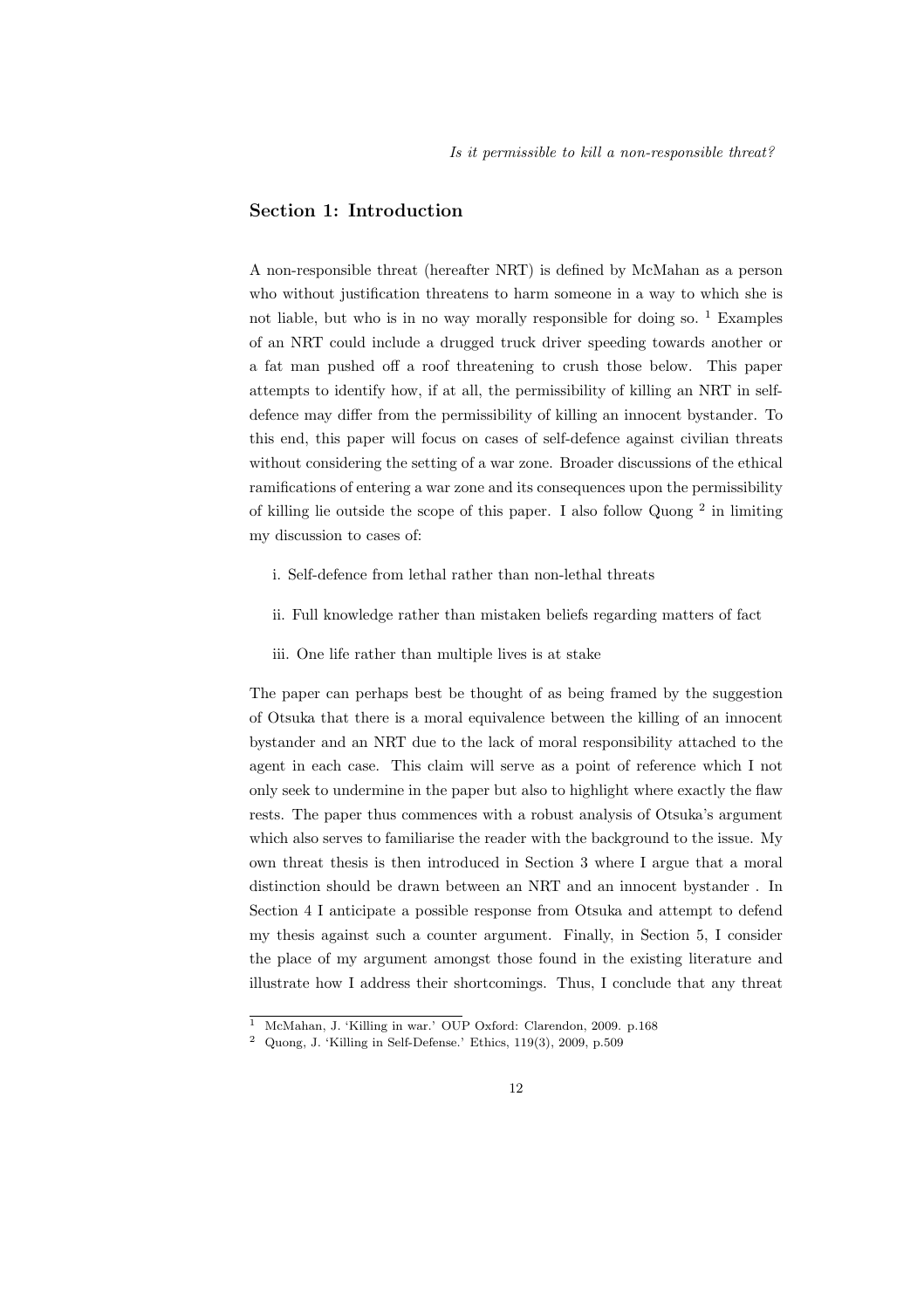## Section 1: Introduction

A non-responsible threat (hereafter NRT) is defined by McMahan as a person who without justification threatens to harm someone in a way to which she is not liable, but who is in no way morally responsible for doing so. [1] Examples of an NRT could include a drugged truck driver speeding towards another or a fat man pushed off a roof threatening to crush those below. This paper attempts to identify how, if at all, the permissibility of killing an NRT in self-defence may differ from the permissibility of killing an innocent bystander. To this end, this paper will focus on cases of self-defence against civilian threats without considering the setting of a war zone. Broader discussions of the ethical ramifications of entering a war zone and its consequences upon the permissibility of killing lie outside the scope of this paper. I also follow Quong [2] in limiting my discussion to cases of:

i. Self-defence from lethal rather than non-lethal threats

ii. Full knowledge rather than mistaken beliefs regarding matters of fact

iii. One life rather than multiple lives is at stake

The paper can perhaps best be thought of as being framed by the suggestion of Otsuka that there is a moral equivalence between the killing of an innocent bystander and an NRT due to the lack of moral responsibility attached to the agent in each case. This claim will serve as a point of reference which I not only seek to undermine in the paper but also to highlight where exactly the flaw rests. The paper thus commences with a robust analysis of Otsuka's argument which also serves to familiarise the reader with the background to the issue. My own threat thesis is then introduced in Section 3 where I argue that a moral distinction should be drawn between an NRT and an innocent bystander . In Section 4 I anticipate a possible response from Otsuka and attempt to defend my thesis against such a counter argument. Finally, in Section 5, I consider the place of my argument amongst those found in the existing literature and illustrate how I address their shortcomings. Thus, I conclude that any threat

[1] McMahan, J. 'Killing in war.' OUP Oxford: Clarendon, 2009. p.168

[2] Quong, J. 'Killing in Self-Defense.' Ethics, 119(3), 2009, p.509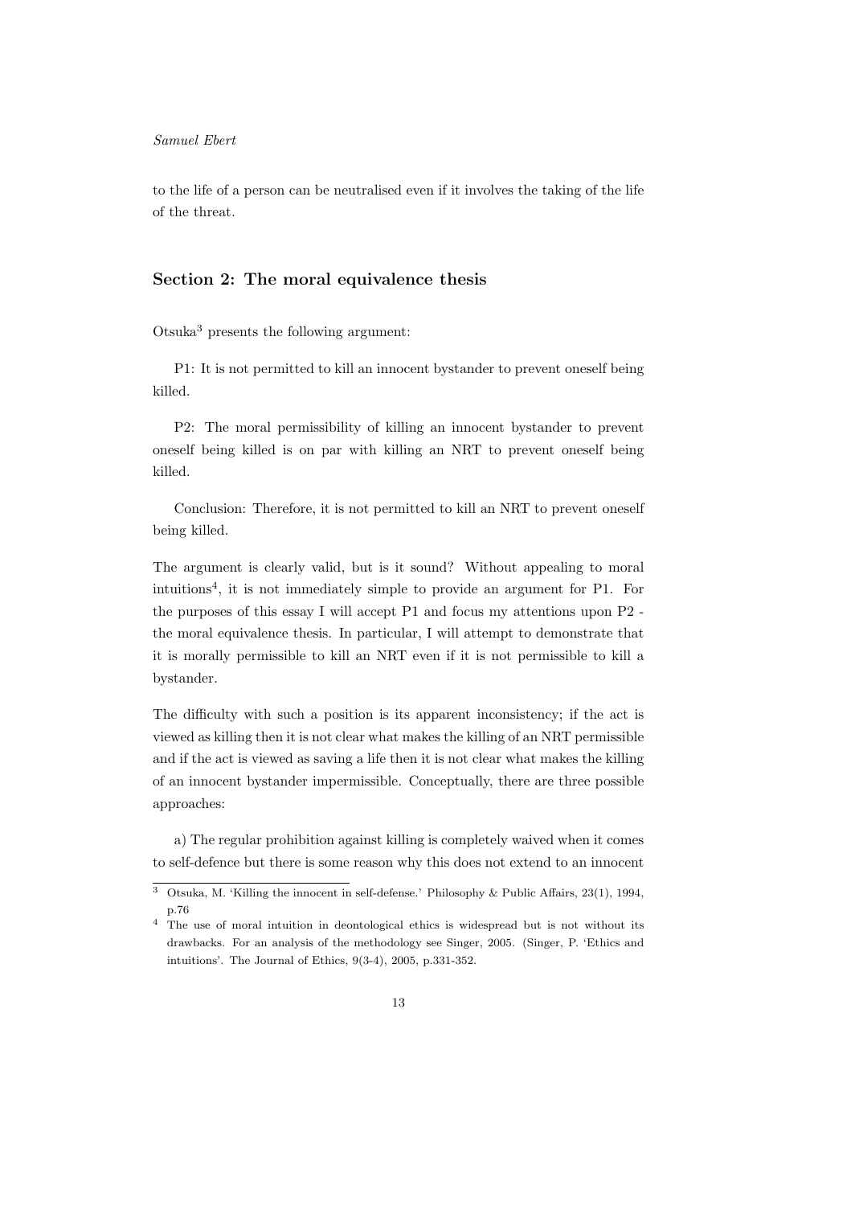to the life of a person can be neutralised even if it involves the taking of the life of the threat.

## Section 2: The moral equivalence thesis

Otsuka[3] presents the following argument:

P1: It is not permitted to kill an innocent bystander to prevent oneself being killed.

P2: The moral permissibility of killing an innocent bystander to prevent oneself being killed is on par with killing an NRT to prevent oneself being killed.

Conclusion: Therefore, it is not permitted to kill an NRT to prevent oneself being killed.

The argument is clearly valid, but is it sound? Without appealing to moral intuitions[4], it is not immediately simple to provide an argument for P1. For the purposes of this essay I will accept P1 and focus my attentions upon P2 - the moral equivalence thesis. In particular, I will attempt to demonstrate that it is morally permissible to kill an NRT even if it is not permissible to kill a bystander.

The difficulty with such a position is its apparent inconsistency; if the act is viewed as killing then it is not clear what makes the killing of an NRT permissible and if the act is viewed as saving a life then it is not clear what makes the killing of an innocent bystander impermissible. Conceptually, there are three possible approaches:

a) The regular prohibition against killing is completely waived when it comes to self-defence but there is some reason why this does not extend to an innocent

---

[3] Otsuka, M. 'Killing the innocent in self-defense.' Philosophy & Public Affairs, 23(1), 1994, p.76

[4] The use of moral intuition in deontological ethics is widespread but is not without its drawbacks. For an analysis of the methodology see Singer, 2005. (Singer, P. 'Ethics and intuitions'. The Journal of Ethics, 9(3-4), 2005, p.331-352.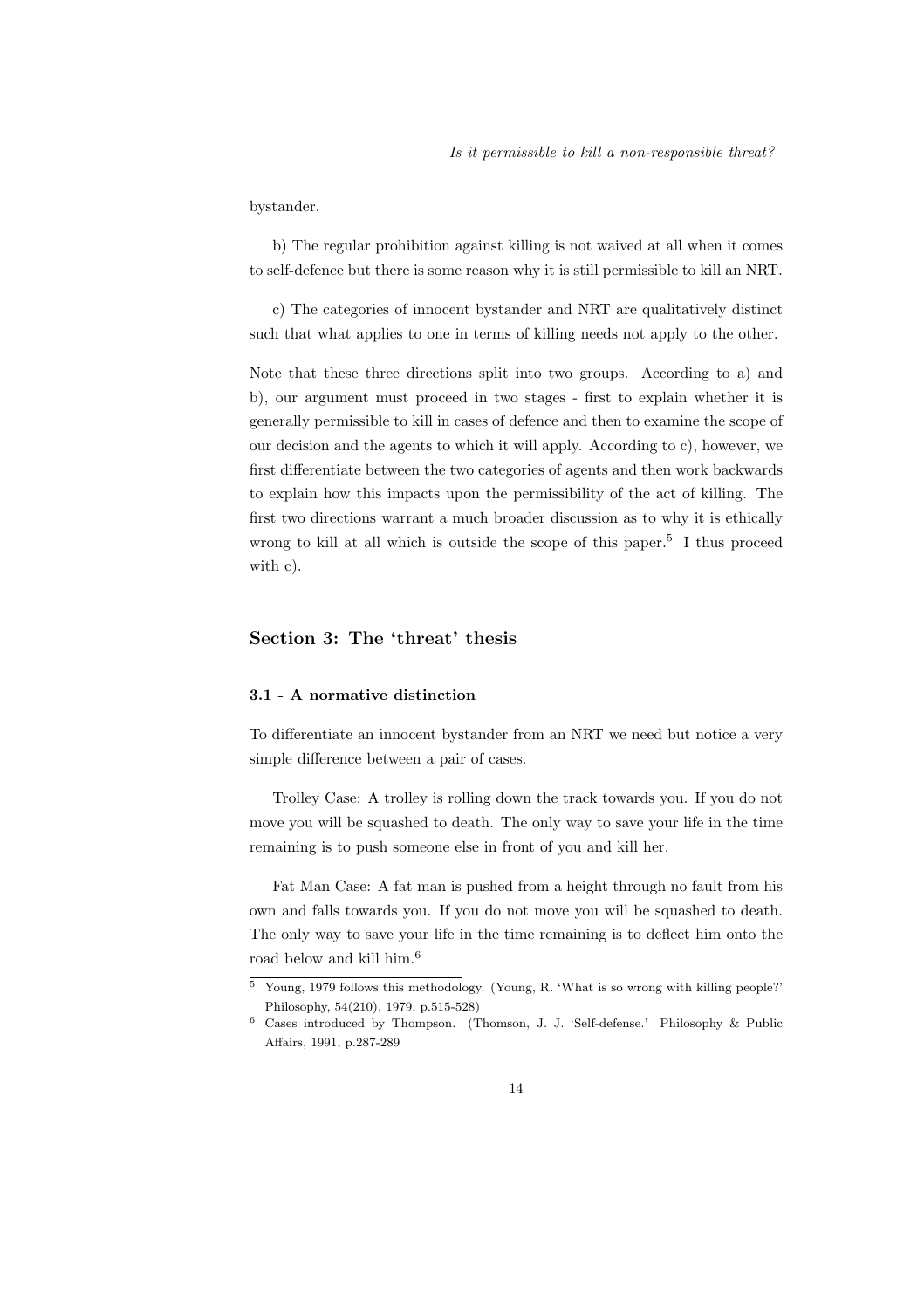bystander.

b) The regular prohibition against killing is not waived at all when it comes to self-defence but there is some reason why it is still permissible to kill an NRT.

c) The categories of innocent bystander and NRT are qualitatively distinct such that what applies to one in terms of killing needs not apply to the other.

Note that these three directions split into two groups. According to a) and b), our argument must proceed in two stages - first to explain whether it is generally permissible to kill in cases of defence and then to examine the scope of our decision and the agents to which it will apply. According to c), however, we first differentiate between the two categories of agents and then work backwards to explain how this impacts upon the permissibility of the act of killing. The first two directions warrant a much broader discussion as to why it is ethically wrong to kill at all which is outside the scope of this paper.[5] I thus proceed with c).

## Section 3: The 'threat' thesis

### 3.1 - A normative distinction

To differentiate an innocent bystander from an NRT we need but notice a very simple difference between a pair of cases.

Trolley Case: A trolley is rolling down the track towards you. If you do not move you will be squashed to death. The only way to save your life in the time remaining is to push someone else in front of you and kill her.

Fat Man Case: A fat man is pushed from a height through no fault from his own and falls towards you. If you do not move you will be squashed to death. The only way to save your life in the time remaining is to deflect him onto the road below and kill him.[6]

---

[5] Young, 1979 follows this methodology. (Young, R. 'What is so wrong with killing people?' Philosophy, 54(210), 1979, p.515-528)

[6] Cases introduced by Thompson. (Thomson, J. J. 'Self-defense.' Philosophy & Public Affairs, 1991, p.287-289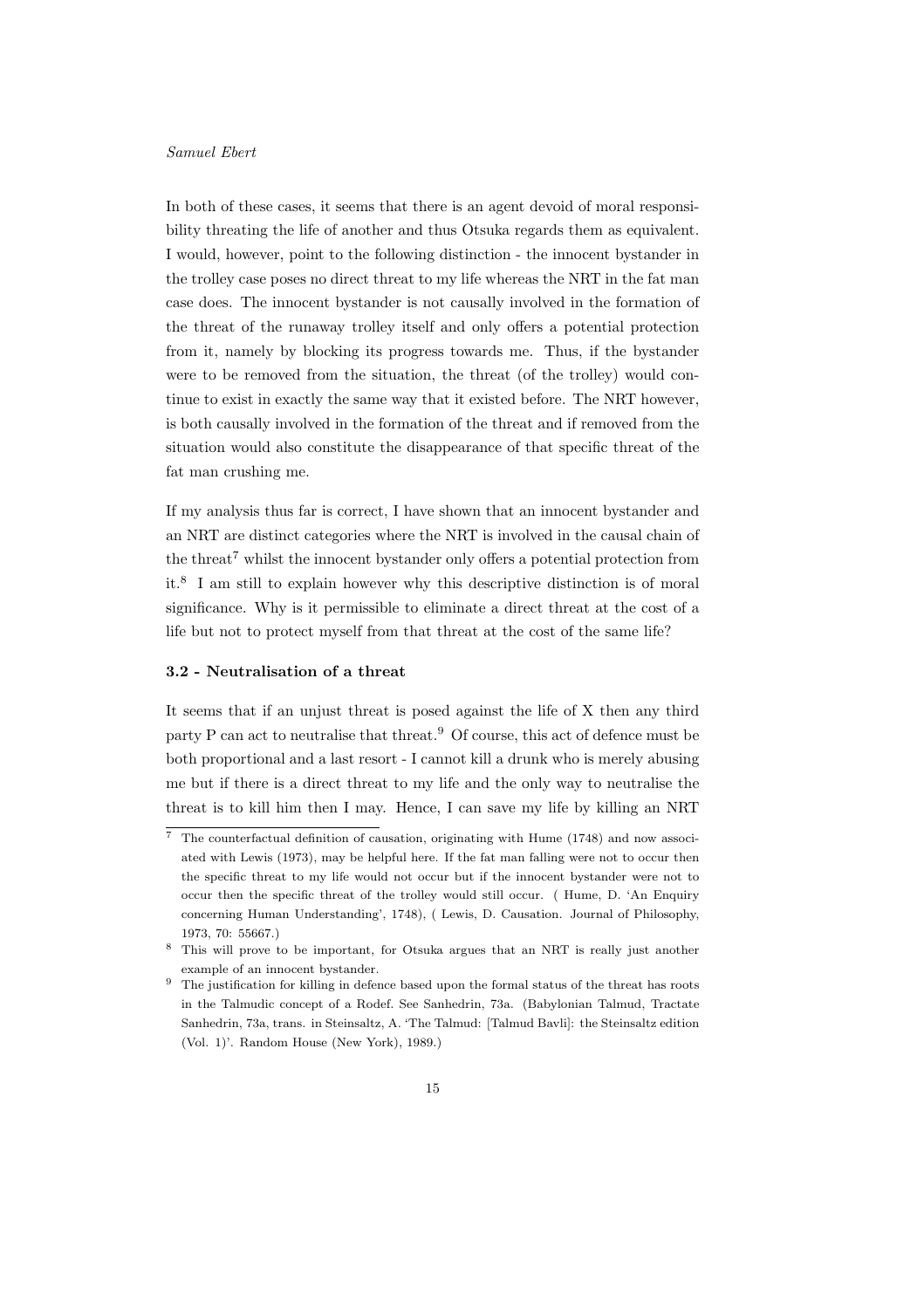In both of these cases, it seems that there is an agent devoid of moral responsibility threatening the life of another and thus Otsuka regards them as equivalent. I would, however, point to the following distinction - the innocent bystander in the trolley case poses no direct threat to my life whereas the NRT in the fat man case does. The innocent bystander is not causally involved in the formation of the threat of the runaway trolley itself and only offers a potential protection from it, namely by blocking its progress towards me. Thus, if the bystander were to be removed from the situation, the threat (of the trolley) would continue to exist in exactly the same way that it existed before. The NRT however, is both causally involved in the formation of the threat and if removed from the situation would also constitute the disappearance of that specific threat of the fat man crushing me.

If my analysis thus far is correct, I have shown that an innocent bystander and an NRT are distinct categories where the NRT is involved in the causal chain of the threat[7] whilst the innocent bystander only offers a potential protection from it.[8] I am still to explain however why this descriptive distinction is of moral significance. Why is it permissible to eliminate a direct threat at the cost of a life but not to protect myself from that threat at the cost of the same life?

### 3.2 - Neutralisation of a threat

It seems that if an unjust threat is posed against the life of X then any third party P can act to neutralise that threat.[9] Of course, this act of defence must be both proportional and a last resort - I cannot kill a drunk who is merely abusing me but if there is a direct threat to my life and the only way to neutralise the threat is to kill him then I may. Hence, I can save my life by killing an NRT

---

[7] The counterfactual definition of causation, originating with Hume (1748) and now associated with Lewis (1973), may be helpful here. If the fat man falling were not to occur then the specific threat to my life would not occur but if the innocent bystander were not to occur then the specific threat of the trolley would still occur. ( Hume, D. 'An Enquiry concerning Human Understanding', 1748), ( Lewis, D. Causation. Journal of Philosophy, 1973, 70: 55667.)

[8] This will prove to be important, for Otsuka argues that an NRT is really just another example of an innocent bystander.

[9] The justification for killing in defence based upon the formal status of the threat has roots in the Talmudic concept of a Rodef. See Sanhedrin, 73a. (Babylonian Talmud, Tractate Sanhedrin, 73a, trans. in Steinsaltz, A. 'The Talmud: [Talmud Bavli]: the Steinsaltz edition (Vol. 1)'. Random House (New York), 1989.)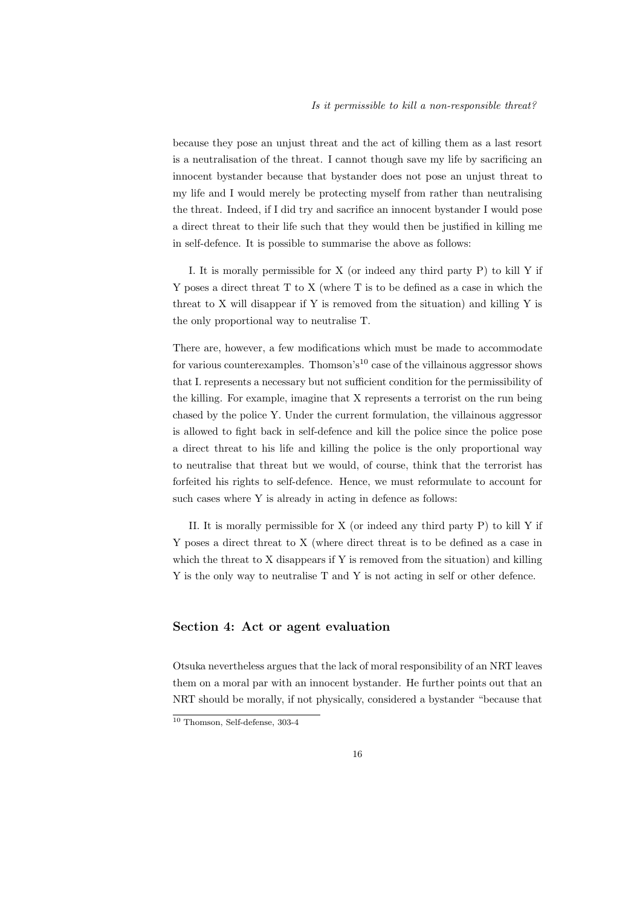because they pose an unjust threat and the act of killing them as a last resort is a neutralisation of the threat. I cannot though save my life by sacrificing an innocent bystander because that bystander does not pose an unjust threat to my life and I would merely be protecting myself from rather than neutralising the threat. Indeed, if I did try and sacrifice an innocent bystander I would pose a direct threat to their life such that they would then be justified in killing me in self-defence. It is possible to summarise the above as follows:

I. It is morally permissible for X (or indeed any third party P) to kill Y if Y poses a direct threat T to X (where T is to be defined as a case in which the threat to X will disappear if Y is removed from the situation) and killing Y is the only proportional way to neutralise T.

There are, however, a few modifications which must be made to accommodate for various counterexamples. Thomson's[10] case of the villainous aggressor shows that I. represents a necessary but not sufficient condition for the permissibility of the killing. For example, imagine that X represents a terrorist on the run being chased by the police Y. Under the current formulation, the villainous aggressor is allowed to fight back in self-defence and kill the police since the police pose a direct threat to his life and killing the police is the only proportional way to neutralise that threat but we would, of course, think that the terrorist has forfeited his rights to self-defence. Hence, we must reformulate to account for such cases where Y is already in acting in defence as follows:

II. It is morally permissible for X (or indeed any third party P) to kill Y if Y poses a direct threat to X (where direct threat is to be defined as a case in which the threat to X disappears if Y is removed from the situation) and killing Y is the only way to neutralise T and Y is not acting in self or other defence.

## Section 4: Act or agent evaluation

Otsuka nevertheless argues that the lack of moral responsibility of an NRT leaves them on a moral par with an innocent bystander. He further points out that an NRT should be morally, if not physically, considered a bystander "because that

[10] Thomson, Self-defense, 303-4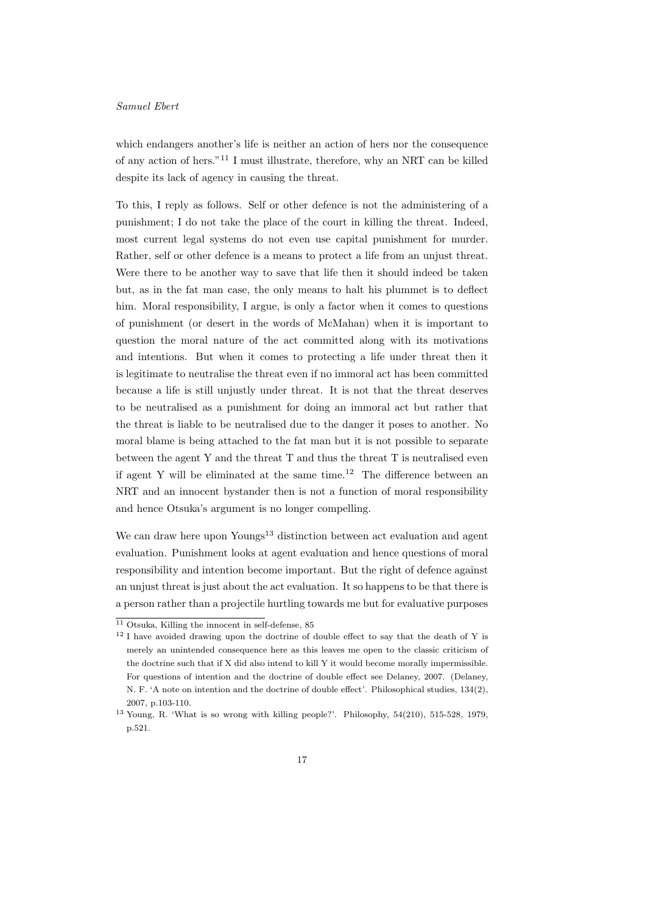which endangers another's life is neither an action of hers nor the consequence of any action of hers."[11] I must illustrate, therefore, why an NRT can be killed despite its lack of agency in causing the threat.

To this, I reply as follows. Self or other defence is not the administering of a punishment; I do not take the place of the court in killing the threat. Indeed, most current legal systems do not even use capital punishment for murder. Rather, self or other defence is a means to protect a life from an unjust threat. Were there to be another way to save that life then it should indeed be taken but, as in the fat man case, the only means to halt his plummet is to deflect him. Moral responsibility, I argue, is only a factor when it comes to questions of punishment (or desert in the words of McMahan) when it is important to question the moral nature of the act committed along with its motivations and intentions. But when it comes to protecting a life under threat then it is legitimate to neutralise the threat even if no immoral act has been committed because a life is still unjustly under threat. It is not that the threat deserves to be neutralised as a punishment for doing an immoral act but rather that the threat is liable to be neutralised due to the danger it poses to another. No moral blame is being attached to the fat man but it is not possible to separate between the agent Y and the threat T and thus the threat T is neutralised even if agent Y will be eliminated at the same time.[12] The difference between an NRT and an innocent bystander then is not a function of moral responsibility and hence Otsuka's argument is no longer compelling.

We can draw here upon Youngs[13] distinction between act evaluation and agent evaluation. Punishment looks at agent evaluation and hence questions of moral responsibility and intention become important. But the right of defence against an unjust threat is just about the act evaluation. It so happens to be that there is a person rather than a projectile hurtling towards me but for evaluative purposes

---

[11] Otsuka, Killing the innocent in self-defense, 85

[12] I have avoided drawing upon the doctrine of double effect to say that the death of Y is merely an unintended consequence here as this leaves me open to the classic criticism of the doctrine such that if X did also intend to kill Y it would become morally impermissible. For questions of intention and the doctrine of double effect see Delaney, 2007. (Delaney, N. F. 'A note on intention and the doctrine of double effect'. Philosophical studies, 134(2), 2007, p.103-110.

[13] Young, R. 'What is so wrong with killing people?'. Philosophy, 54(210), 515-528, 1979, p.521.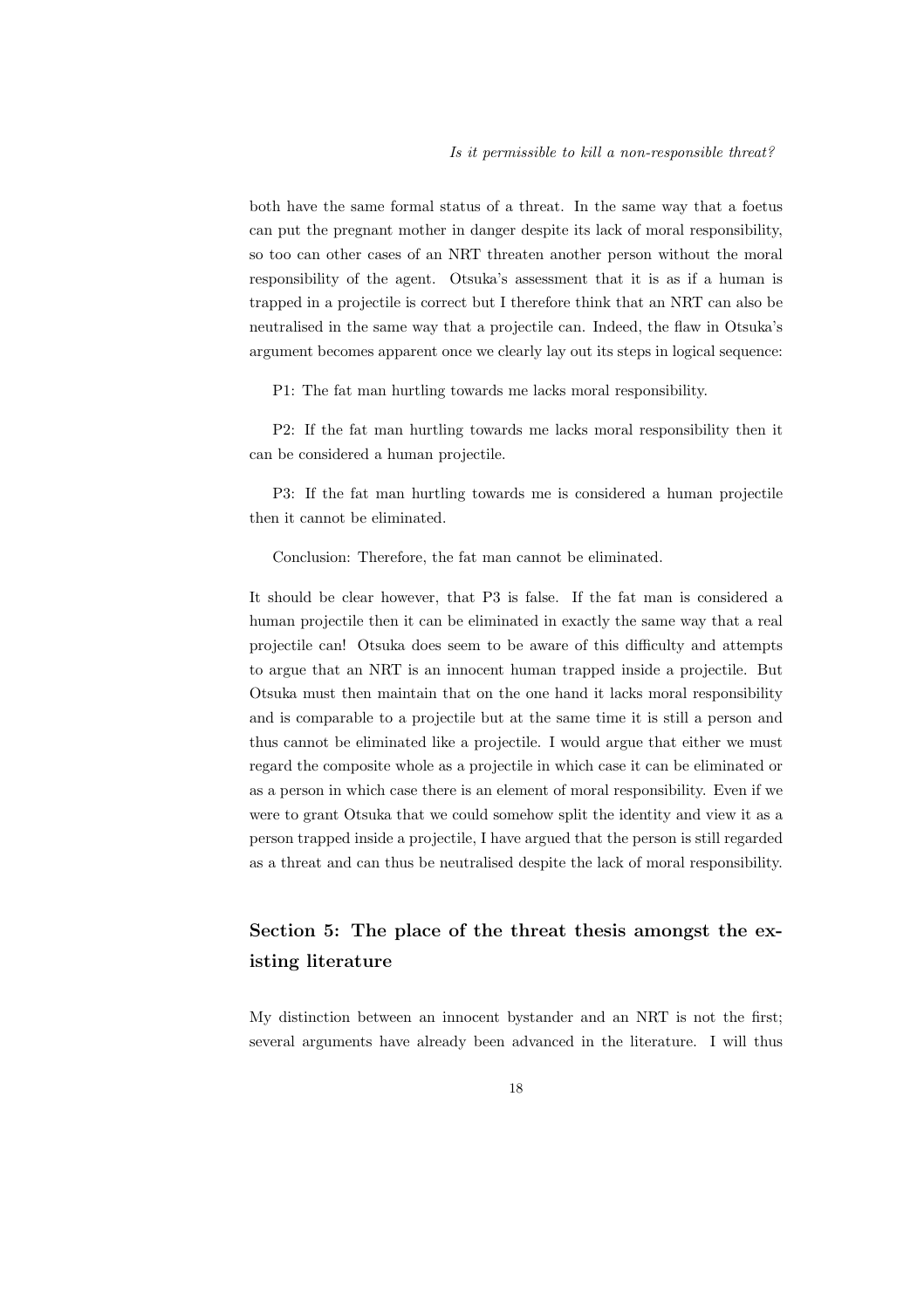both have the same formal status of a threat. In the same way that a foetus can put the pregnant mother in danger despite its lack of moral responsibility, so too can other cases of an NRT threaten another person without the moral responsibility of the agent. Otsuka's assessment that it is as if a human is trapped in a projectile is correct but I therefore think that an NRT can also be neutralised in the same way that a projectile can. Indeed, the flaw in Otsuka's argument becomes apparent once we clearly lay out its steps in logical sequence:

P1: The fat man hurtling towards me lacks moral responsibility.

P2: If the fat man hurtling towards me lacks moral responsibility then it can be considered a human projectile.

P3: If the fat man hurtling towards me is considered a human projectile then it cannot be eliminated.

Conclusion: Therefore, the fat man cannot be eliminated.

It should be clear however, that P3 is false. If the fat man is considered a human projectile then it can be eliminated in exactly the same way that a real projectile can! Otsuka does seem to be aware of this difficulty and attempts to argue that an NRT is an innocent human trapped inside a projectile. But Otsuka must then maintain that on the one hand it lacks moral responsibility and is comparable to a projectile but at the same time it is still a person and thus cannot be eliminated like a projectile. I would argue that either we must regard the composite whole as a projectile in which case it can be eliminated or as a person in which case there is an element of moral responsibility. Even if we were to grant Otsuka that we could somehow split the identity and view it as a person trapped inside a projectile, I have argued that the person is still regarded as a threat and can thus be neutralised despite the lack of moral responsibility.

## Section 5: The place of the threat thesis amongst the existing literature

My distinction between an innocent bystander and an NRT is not the first; several arguments have already been advanced in the literature. I will thus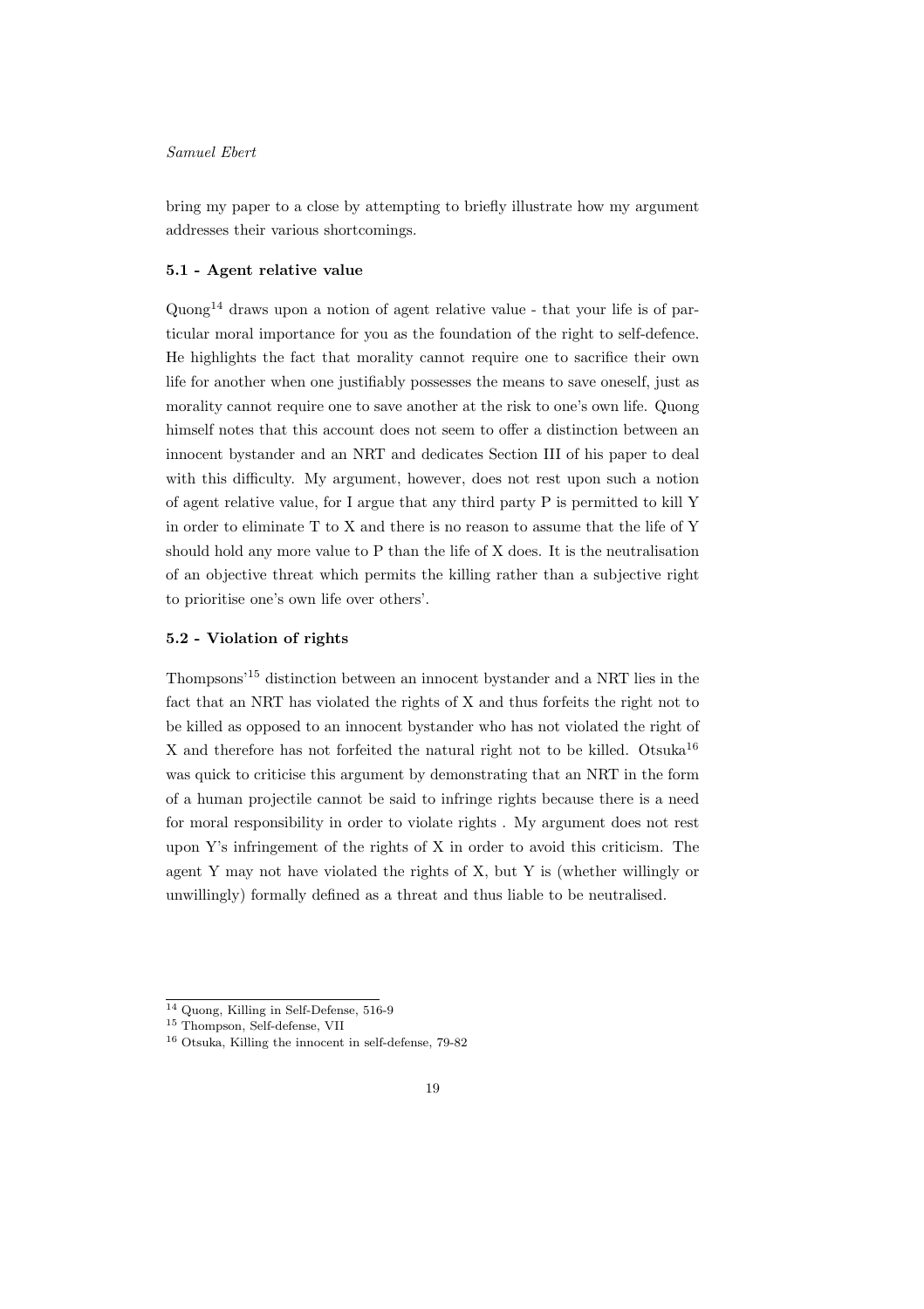bring my paper to a close by attempting to briefly illustrate how my argument addresses their various shortcomings.

### 5.1 - Agent relative value

Quong[14] draws upon a notion of agent relative value - that your life is of particular moral importance for you as the foundation of the right to self-defence. He highlights the fact that morality cannot require one to sacrifice their own life for another when one justifiably possesses the means to save oneself, just as morality cannot require one to save another at the risk to one's own life. Quong himself notes that this account does not seem to offer a distinction between an innocent bystander and an NRT and dedicates Section III of his paper to deal with this difficulty. My argument, however, does not rest upon such a notion of agent relative value, for I argue that any third party P is permitted to kill Y in order to eliminate T to X and there is no reason to assume that the life of Y should hold any more value to P than the life of X does. It is the neutralisation of an objective threat which permits the killing rather than a subjective right to prioritise one's own life over others'.

### 5.2 - Violation of rights

Thompsons'[15] distinction between an innocent bystander and a NRT lies in the fact that an NRT has violated the rights of X and thus forfeits the right not to be killed as opposed to an innocent bystander who has not violated the right of X and therefore has not forfeited the natural right not to be killed. Otsuka[16] was quick to criticise this argument by demonstrating that an NRT in the form of a human projectile cannot be said to infringe rights because there is a need for moral responsibility in order to violate rights . My argument does not rest upon Y's infringement of the rights of X in order to avoid this criticism. The agent Y may not have violated the rights of X, but Y is (whether willingly or unwillingly) formally defined as a threat and thus liable to be neutralised.

---

[14] Quong, Killing in Self-Defense, 516-9

[15] Thompson, Self-defense, VII

[16] Otsuka, Killing the innocent in self-defense, 79-82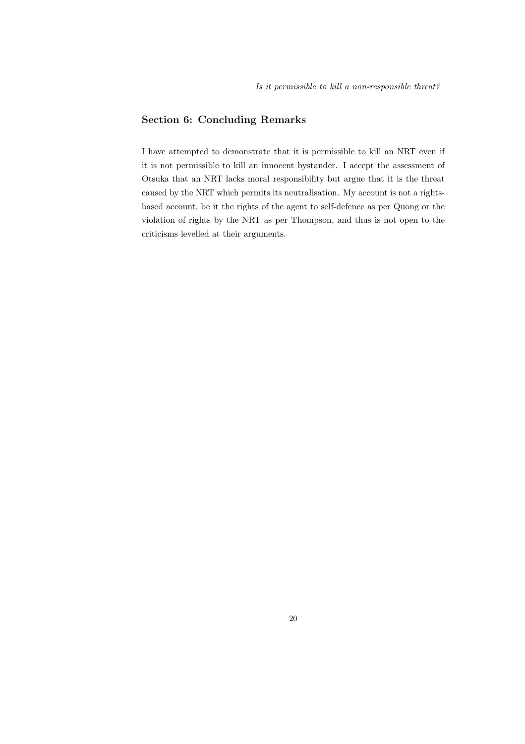## Section 6: Concluding Remarks

I have attempted to demonstrate that it is permissible to kill an NRT even if it is not permissible to kill an innocent bystander. I accept the assessment of Otsuka that an NRT lacks moral responsibility but argue that it is the threat caused by the NRT which permits its neutralisation. My account is not a rights-based account, be it the rights of the agent to self-defence as per Quong or the violation of rights by the NRT as per Thompson, and thus is not open to the criticisms levelled at their arguments.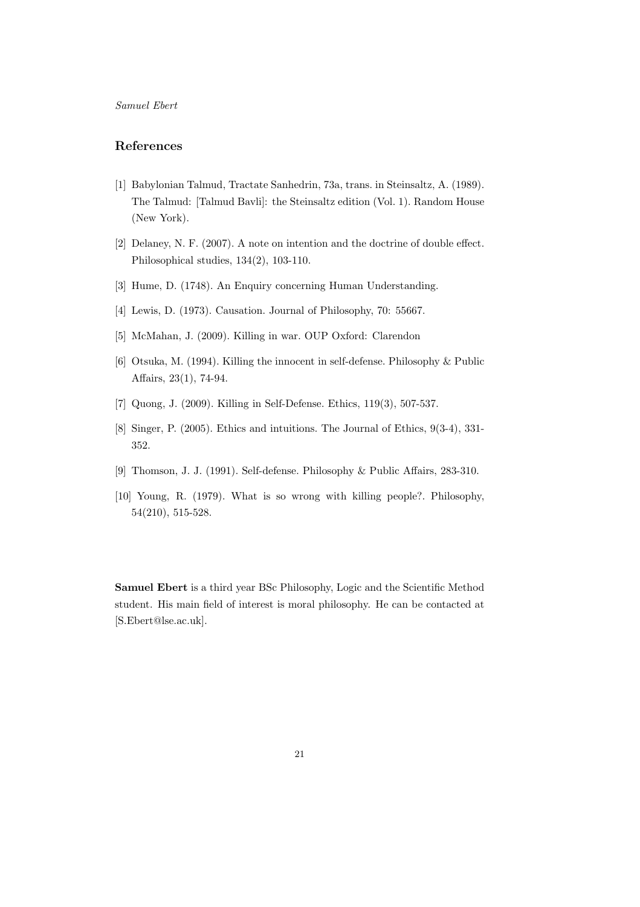## References

[1] Babylonian Talmud, Tractate Sanhedrin, 73a, trans. in Steinsaltz, A. (1989). The Talmud: [Talmud Bavli]: the Steinsaltz edition (Vol. 1). Random House (New York).

[2] Delaney, N. F. (2007). A note on intention and the doctrine of double effect. Philosophical studies, 134(2), 103-110.

[3] Hume, D. (1748). An Enquiry concerning Human Understanding.

[4] Lewis, D. (1973). Causation. Journal of Philosophy, 70: 55667.

[5] McMahan, J. (2009). Killing in war. OUP Oxford: Clarendon

[6] Otsuka, M. (1994). Killing the innocent in self-defense. Philosophy & Public Affairs, 23(1), 74-94.

[7] Quong, J. (2009). Killing in Self-Defense. Ethics, 119(3), 507-537.

[8] Singer, P. (2005). Ethics and intuitions. The Journal of Ethics, 9(3-4), 331-352.

[9] Thomson, J. J. (1991). Self-defense. Philosophy & Public Affairs, 283-310.

[10] Young, R. (1979). What is so wrong with killing people?. Philosophy, 54(210), 515-528.

**Samuel Ebert** is a third year BSc Philosophy, Logic and the Scientific Method student. His main field of interest is moral philosophy. He can be contacted at [S.Ebert@lse.ac.uk].